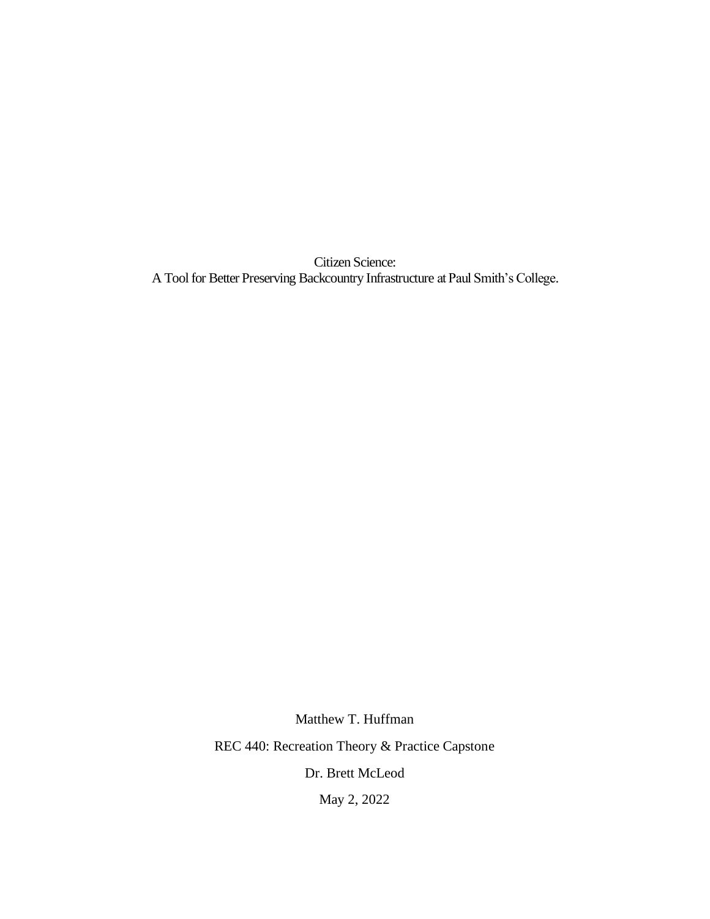Citizen Science:
A Tool for Better Preserving Backcountry Infrastructure at Paul Smith's College.

Matthew T. Huffman

REC 440: Recreation Theory & Practice Capstone

Dr. Brett McLeod

May 2, 2022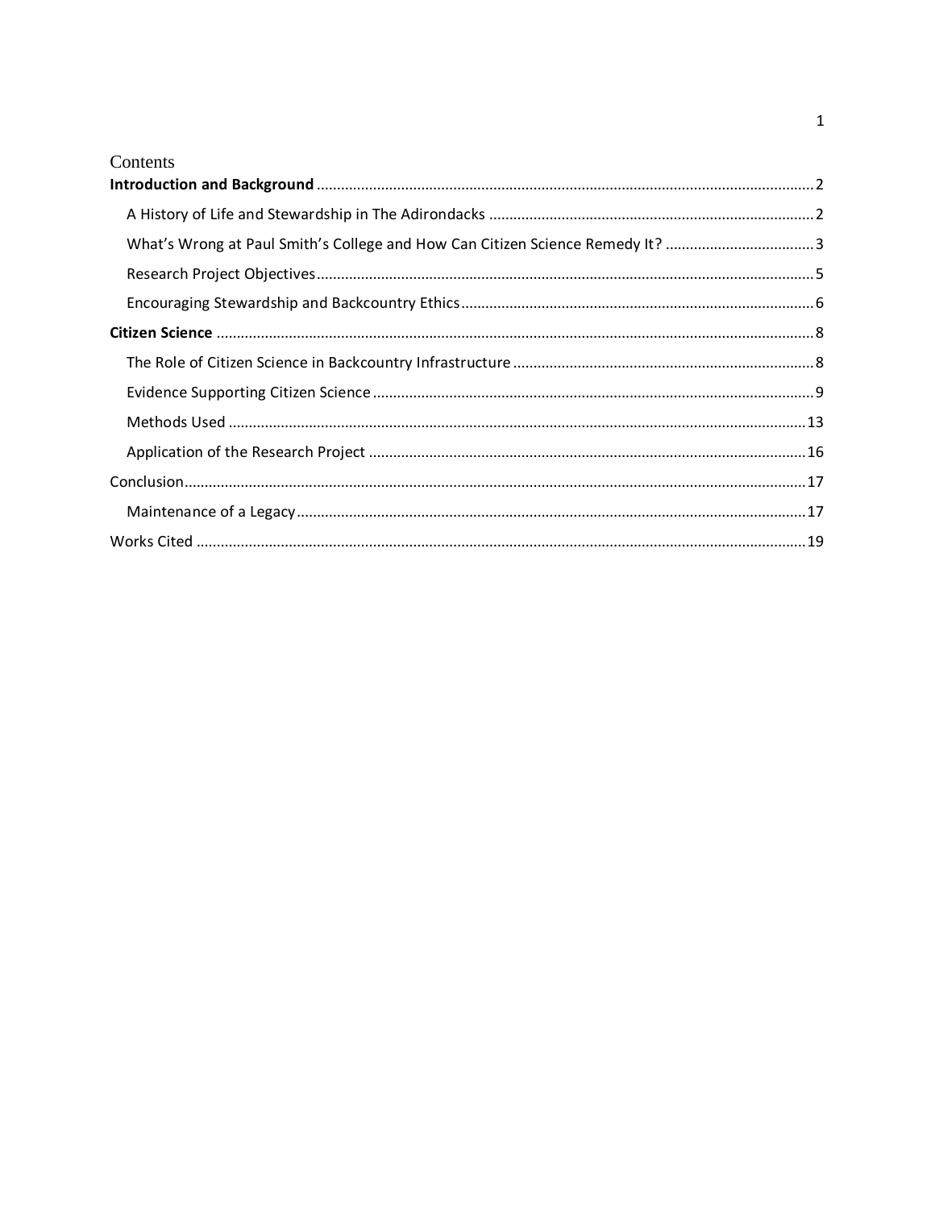# Contents

**Introduction and Background** .......... 2

- A History of Life and Stewardship in The Adirondacks .......... 2
- What's Wrong at Paul Smith's College and How Can Citizen Science Remedy It? .......... 3
- Research Project Objectives .......... 5
- Encouraging Stewardship and Backcountry Ethics .......... 6

**Citizen Science** .......... 8

- The Role of Citizen Science in Backcountry Infrastructure .......... 8
- Evidence Supporting Citizen Science .......... 9
- Methods Used .......... 13
- Application of the Research Project .......... 16

Conclusion .......... 17

- Maintenance of a Legacy .......... 17

Works Cited .......... 19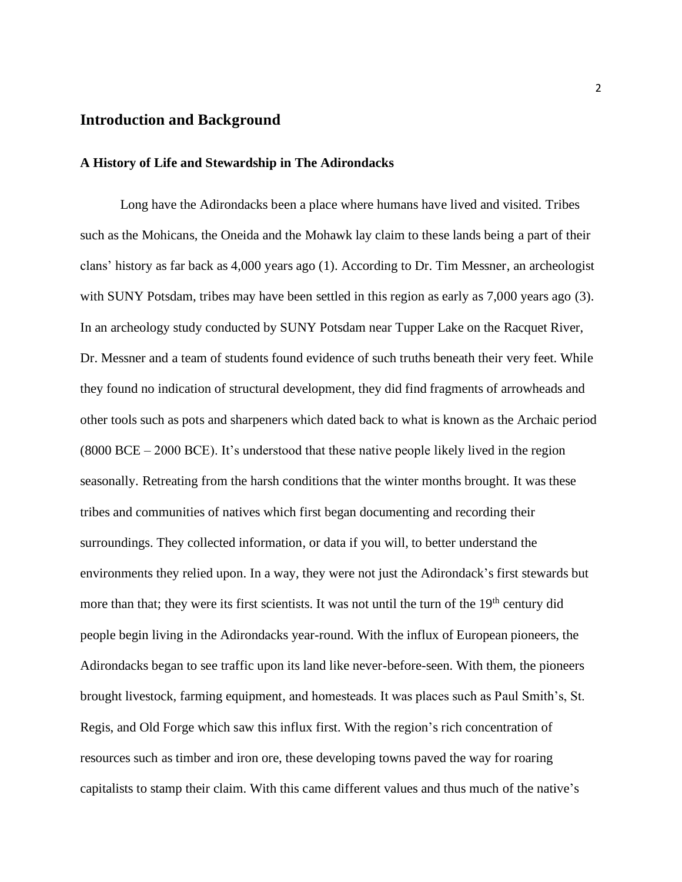## Introduction and Background

### A History of Life and Stewardship in The Adirondacks

Long have the Adirondacks been a place where humans have lived and visited. Tribes such as the Mohicans, the Oneida and the Mohawk lay claim to these lands being a part of their clans' history as far back as 4,000 years ago (1). According to Dr. Tim Messner, an archeologist with SUNY Potsdam, tribes may have been settled in this region as early as 7,000 years ago (3). In an archeology study conducted by SUNY Potsdam near Tupper Lake on the Racquet River, Dr. Messner and a team of students found evidence of such truths beneath their very feet. While they found no indication of structural development, they did find fragments of arrowheads and other tools such as pots and sharpeners which dated back to what is known as the Archaic period (8000 BCE – 2000 BCE). It's understood that these native people likely lived in the region seasonally. Retreating from the harsh conditions that the winter months brought. It was these tribes and communities of natives which first began documenting and recording their surroundings. They collected information, or data if you will, to better understand the environments they relied upon. In a way, they were not just the Adirondack's first stewards but more than that; they were its first scientists. It was not until the turn of the 19th century did people begin living in the Adirondacks year-round. With the influx of European pioneers, the Adirondacks began to see traffic upon its land like never-before-seen. With them, the pioneers brought livestock, farming equipment, and homesteads. It was places such as Paul Smith's, St. Regis, and Old Forge which saw this influx first. With the region's rich concentration of resources such as timber and iron ore, these developing towns paved the way for roaring capitalists to stamp their claim. With this came different values and thus much of the native's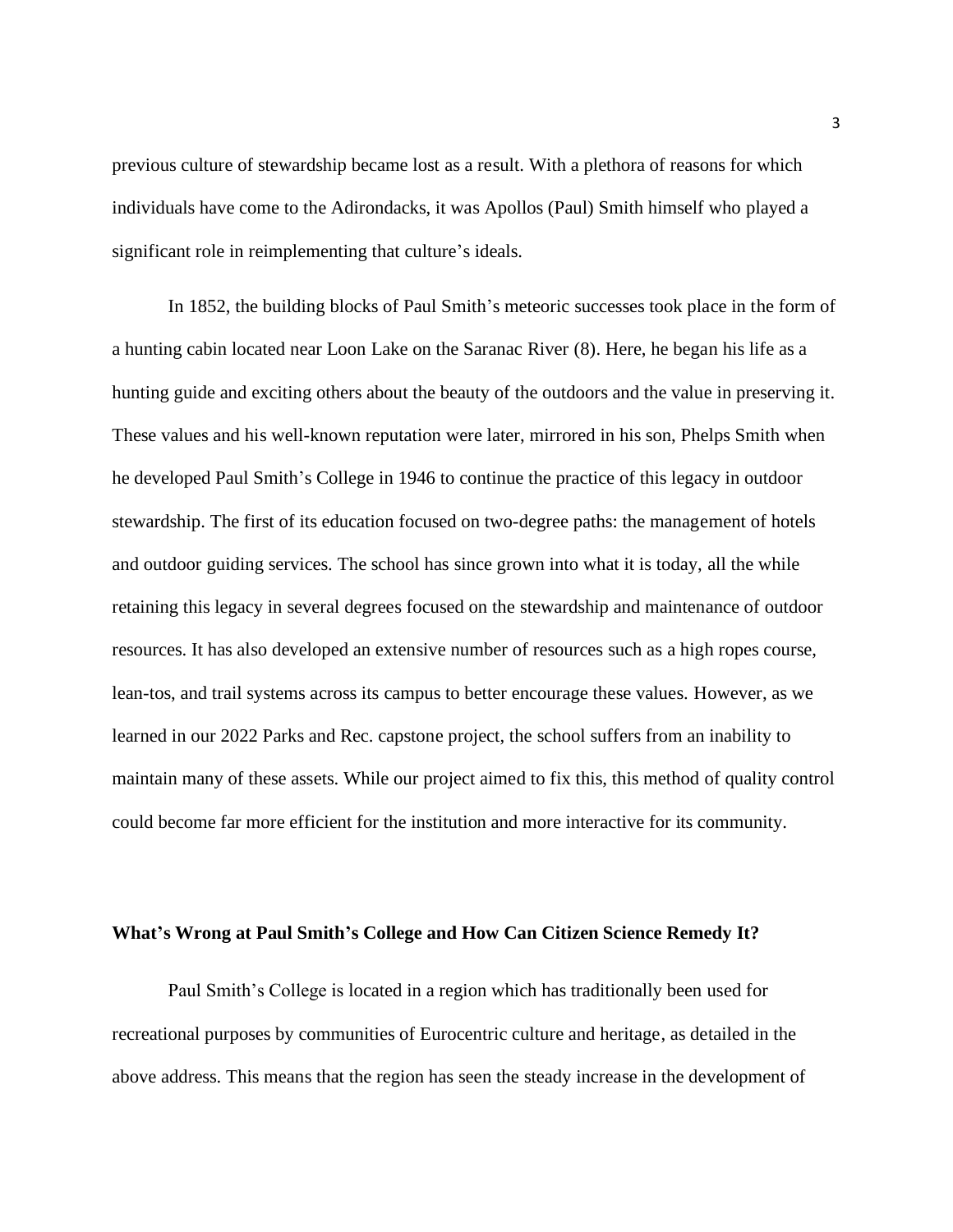previous culture of stewardship became lost as a result. With a plethora of reasons for which individuals have come to the Adirondacks, it was Apollos (Paul) Smith himself who played a significant role in reimplementing that culture's ideals.

In 1852, the building blocks of Paul Smith's meteoric successes took place in the form of a hunting cabin located near Loon Lake on the Saranac River (8). Here, he began his life as a hunting guide and exciting others about the beauty of the outdoors and the value in preserving it. These values and his well-known reputation were later, mirrored in his son, Phelps Smith when he developed Paul Smith's College in 1946 to continue the practice of this legacy in outdoor stewardship. The first of its education focused on two-degree paths: the management of hotels and outdoor guiding services. The school has since grown into what it is today, all the while retaining this legacy in several degrees focused on the stewardship and maintenance of outdoor resources. It has also developed an extensive number of resources such as a high ropes course, lean-tos, and trail systems across its campus to better encourage these values. However, as we learned in our 2022 Parks and Rec. capstone project, the school suffers from an inability to maintain many of these assets. While our project aimed to fix this, this method of quality control could become far more efficient for the institution and more interactive for its community.

**What's Wrong at Paul Smith's College and How Can Citizen Science Remedy It?**

Paul Smith's College is located in a region which has traditionally been used for recreational purposes by communities of Eurocentric culture and heritage, as detailed in the above address. This means that the region has seen the steady increase in the development of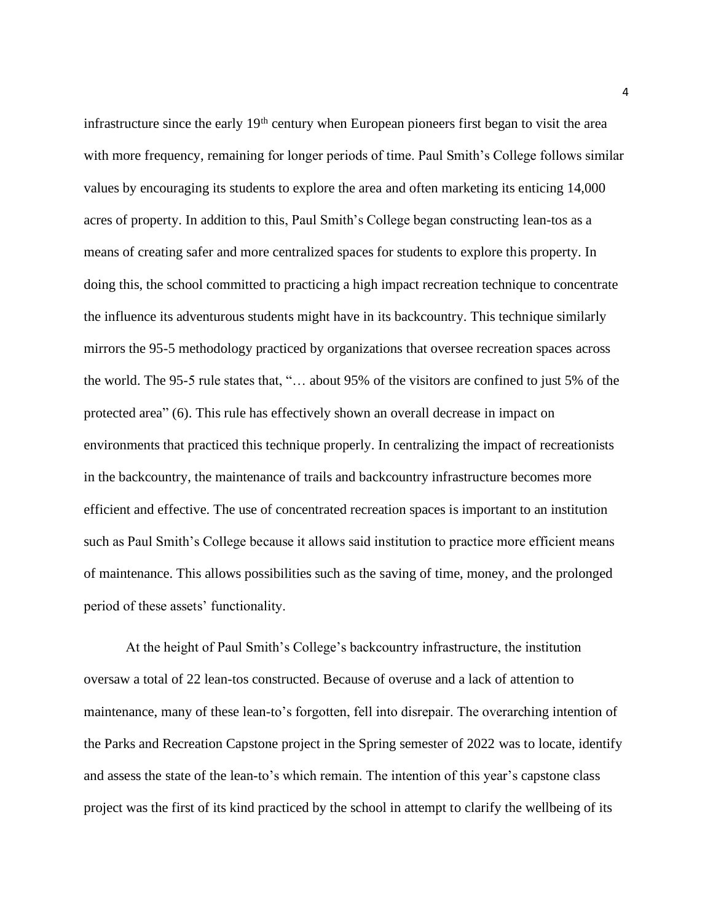infrastructure since the early 19th century when European pioneers first began to visit the area with more frequency, remaining for longer periods of time. Paul Smith's College follows similar values by encouraging its students to explore the area and often marketing its enticing 14,000 acres of property. In addition to this, Paul Smith's College began constructing lean-tos as a means of creating safer and more centralized spaces for students to explore this property. In doing this, the school committed to practicing a high impact recreation technique to concentrate the influence its adventurous students might have in its backcountry. This technique similarly mirrors the 95-5 methodology practiced by organizations that oversee recreation spaces across the world. The 95-5 rule states that, "… about 95% of the visitors are confined to just 5% of the protected area" (6). This rule has effectively shown an overall decrease in impact on environments that practiced this technique properly. In centralizing the impact of recreationists in the backcountry, the maintenance of trails and backcountry infrastructure becomes more efficient and effective. The use of concentrated recreation spaces is important to an institution such as Paul Smith's College because it allows said institution to practice more efficient means of maintenance. This allows possibilities such as the saving of time, money, and the prolonged period of these assets' functionality.

At the height of Paul Smith's College's backcountry infrastructure, the institution oversaw a total of 22 lean-tos constructed. Because of overuse and a lack of attention to maintenance, many of these lean-to's forgotten, fell into disrepair. The overarching intention of the Parks and Recreation Capstone project in the Spring semester of 2022 was to locate, identify and assess the state of the lean-to's which remain. The intention of this year's capstone class project was the first of its kind practiced by the school in attempt to clarify the wellbeing of its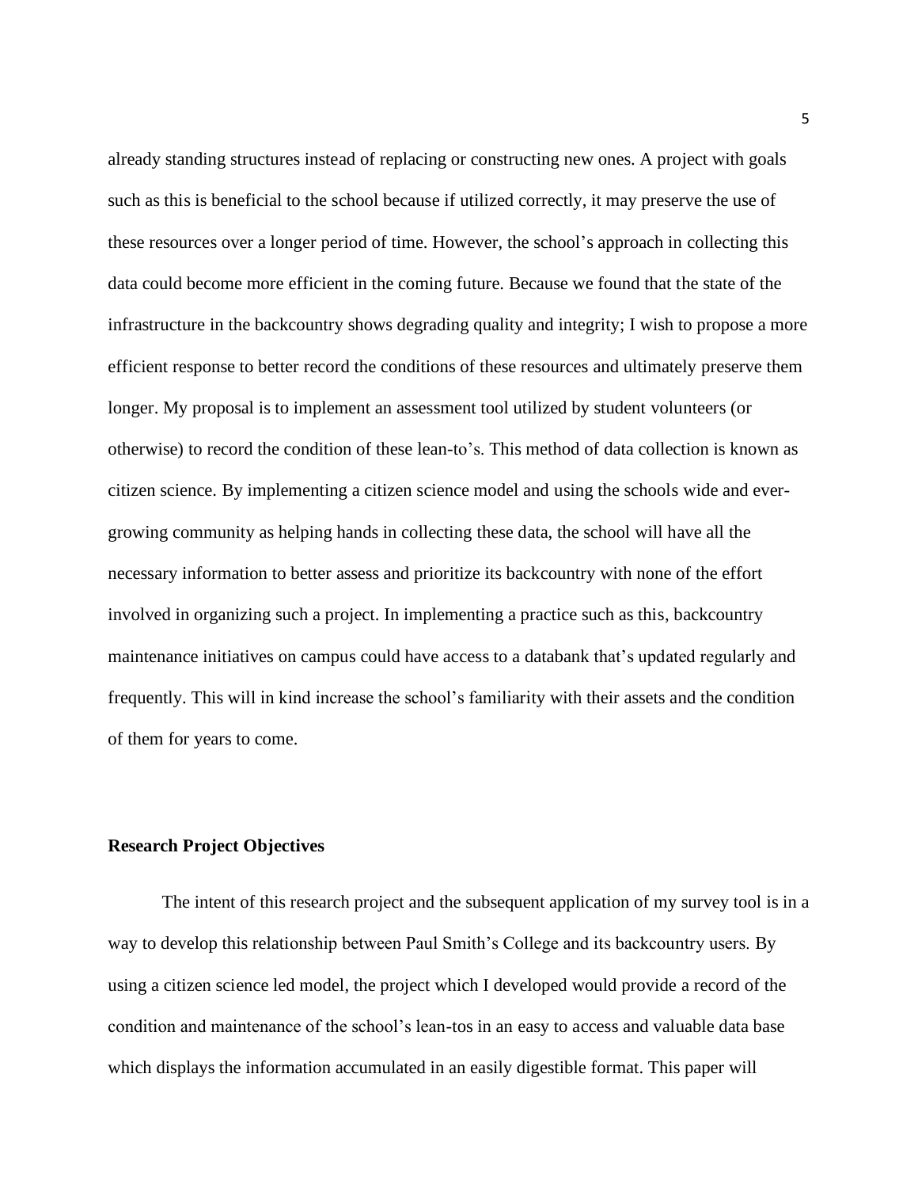already standing structures instead of replacing or constructing new ones. A project with goals such as this is beneficial to the school because if utilized correctly, it may preserve the use of these resources over a longer period of time. However, the school's approach in collecting this data could become more efficient in the coming future. Because we found that the state of the infrastructure in the backcountry shows degrading quality and integrity; I wish to propose a more efficient response to better record the conditions of these resources and ultimately preserve them longer. My proposal is to implement an assessment tool utilized by student volunteers (or otherwise) to record the condition of these lean-to's. This method of data collection is known as citizen science. By implementing a citizen science model and using the schools wide and ever-growing community as helping hands in collecting these data, the school will have all the necessary information to better assess and prioritize its backcountry with none of the effort involved in organizing such a project. In implementing a practice such as this, backcountry maintenance initiatives on campus could have access to a databank that's updated regularly and frequently. This will in kind increase the school's familiarity with their assets and the condition of them for years to come.

**Research Project Objectives**

The intent of this research project and the subsequent application of my survey tool is in a way to develop this relationship between Paul Smith's College and its backcountry users. By using a citizen science led model, the project which I developed would provide a record of the condition and maintenance of the school's lean-tos in an easy to access and valuable data base which displays the information accumulated in an easily digestible format. This paper will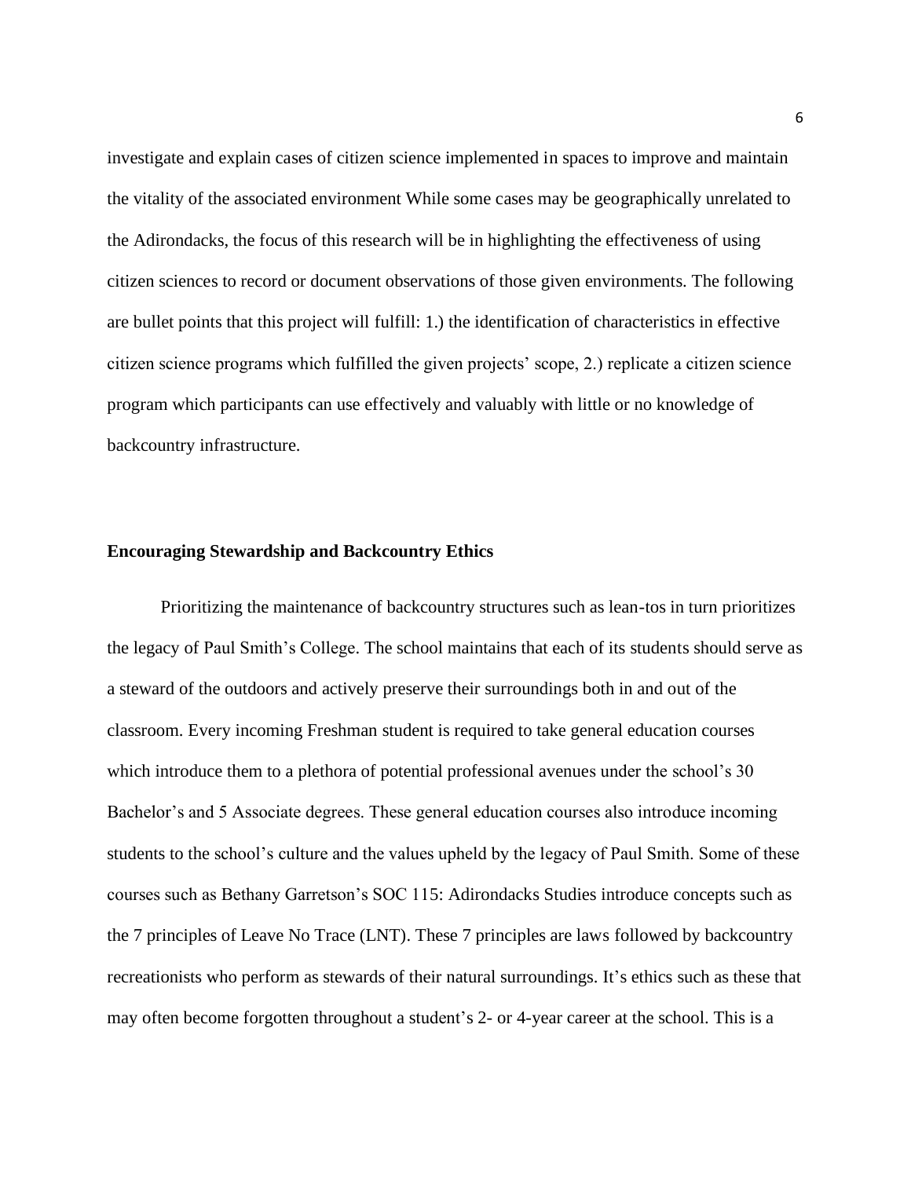investigate and explain cases of citizen science implemented in spaces to improve and maintain the vitality of the associated environment While some cases may be geographically unrelated to the Adirondacks, the focus of this research will be in highlighting the effectiveness of using citizen sciences to record or document observations of those given environments. The following are bullet points that this project will fulfill: 1.) the identification of characteristics in effective citizen science programs which fulfilled the given projects' scope, 2.) replicate a citizen science program which participants can use effectively and valuably with little or no knowledge of backcountry infrastructure.

## Encouraging Stewardship and Backcountry Ethics

Prioritizing the maintenance of backcountry structures such as lean-tos in turn prioritizes the legacy of Paul Smith's College. The school maintains that each of its students should serve as a steward of the outdoors and actively preserve their surroundings both in and out of the classroom. Every incoming Freshman student is required to take general education courses which introduce them to a plethora of potential professional avenues under the school's 30 Bachelor's and 5 Associate degrees. These general education courses also introduce incoming students to the school's culture and the values upheld by the legacy of Paul Smith. Some of these courses such as Bethany Garretson's SOC 115: Adirondacks Studies introduce concepts such as the 7 principles of Leave No Trace (LNT). These 7 principles are laws followed by backcountry recreationists who perform as stewards of their natural surroundings. It's ethics such as these that may often become forgotten throughout a student's 2- or 4-year career at the school. This is a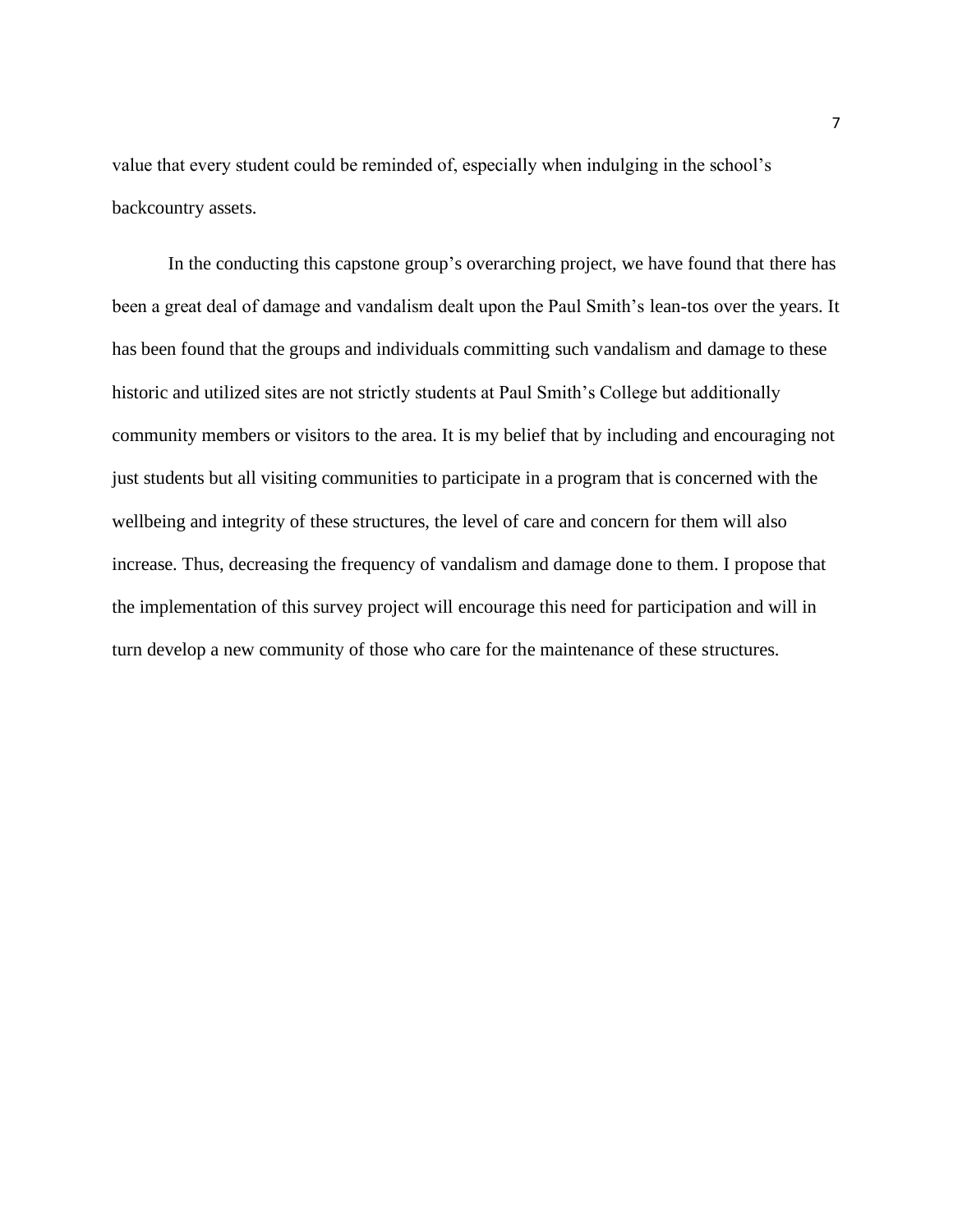value that every student could be reminded of, especially when indulging in the school's backcountry assets.

In the conducting this capstone group's overarching project, we have found that there has been a great deal of damage and vandalism dealt upon the Paul Smith's lean-tos over the years. It has been found that the groups and individuals committing such vandalism and damage to these historic and utilized sites are not strictly students at Paul Smith's College but additionally community members or visitors to the area. It is my belief that by including and encouraging not just students but all visiting communities to participate in a program that is concerned with the wellbeing and integrity of these structures, the level of care and concern for them will also increase. Thus, decreasing the frequency of vandalism and damage done to them. I propose that the implementation of this survey project will encourage this need for participation and will in turn develop a new community of those who care for the maintenance of these structures.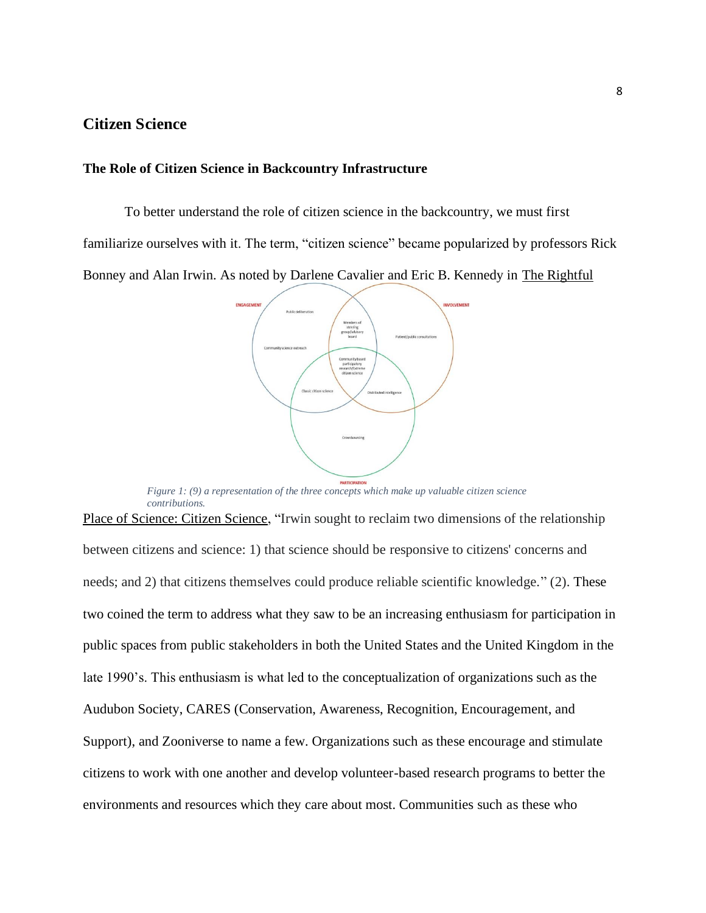## Citizen Science

### The Role of Citizen Science in Backcountry Infrastructure

To better understand the role of citizen science in the backcountry, we must first familiarize ourselves with it. The term, "citizen science" became popularized by professors Rick Bonney and Alan Irwin. As noted by Darlene Cavalier and Eric B. Kennedy in The Rightful Place of Science: Citizen Science, "Irwin sought to reclaim two dimensions of the relationship between citizens and science: 1) that science should be responsive to citizens' concerns and needs; and 2) that citizens themselves could produce reliable scientific knowledge." (2). These two coined the term to address what they saw to be an increasing enthusiasm for participation in public spaces from public stakeholders in both the United States and the United Kingdom in the late 1990's. This enthusiasm is what led to the conceptualization of organizations such as the Audubon Society, CARES (Conservation, Awareness, Recognition, Encouragement, and Support), and Zooniverse to name a few. Organizations such as these encourage and stimulate citizens to work with one another and develop volunteer-based research programs to better the environments and resources which they care about most. Communities such as these who

*Figure 1: (9) a representation of the three concepts which make up valuable citizen science contributions.*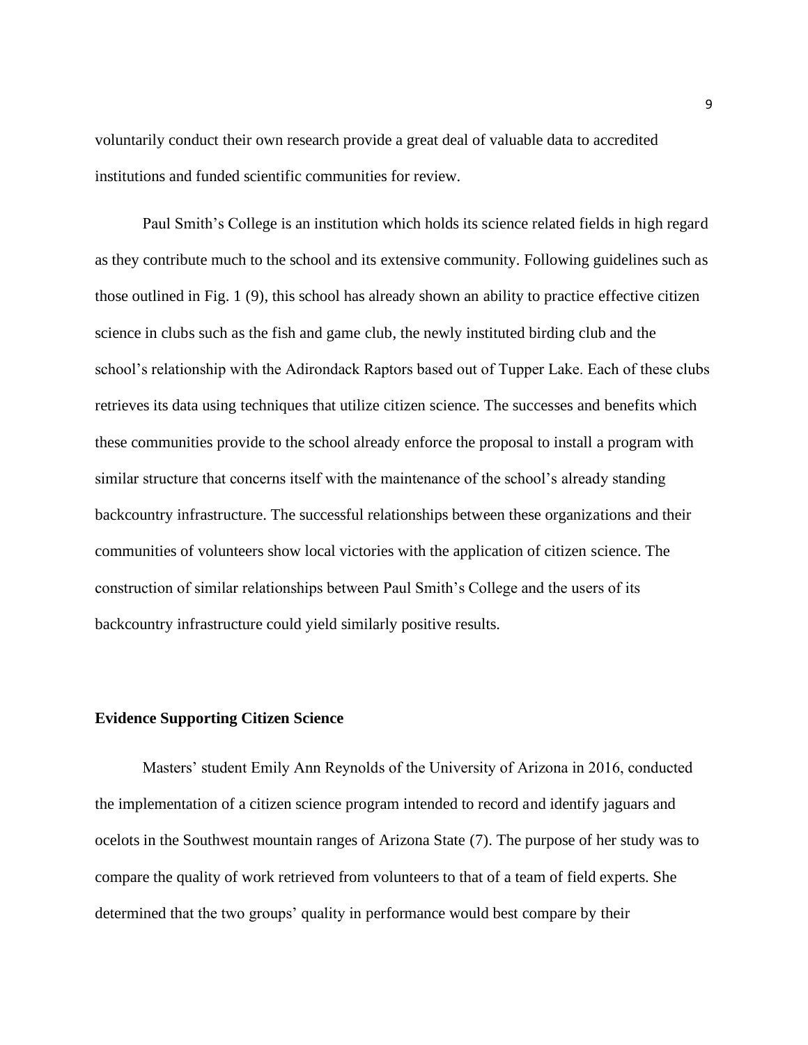voluntarily conduct their own research provide a great deal of valuable data to accredited institutions and funded scientific communities for review.

Paul Smith's College is an institution which holds its science related fields in high regard as they contribute much to the school and its extensive community. Following guidelines such as those outlined in Fig. 1 (9), this school has already shown an ability to practice effective citizen science in clubs such as the fish and game club, the newly instituted birding club and the school's relationship with the Adirondack Raptors based out of Tupper Lake. Each of these clubs retrieves its data using techniques that utilize citizen science. The successes and benefits which these communities provide to the school already enforce the proposal to install a program with similar structure that concerns itself with the maintenance of the school's already standing backcountry infrastructure. The successful relationships between these organizations and their communities of volunteers show local victories with the application of citizen science. The construction of similar relationships between Paul Smith's College and the users of its backcountry infrastructure could yield similarly positive results.

**Evidence Supporting Citizen Science**

Masters' student Emily Ann Reynolds of the University of Arizona in 2016, conducted the implementation of a citizen science program intended to record and identify jaguars and ocelots in the Southwest mountain ranges of Arizona State (7). The purpose of her study was to compare the quality of work retrieved from volunteers to that of a team of field experts. She determined that the two groups' quality in performance would best compare by their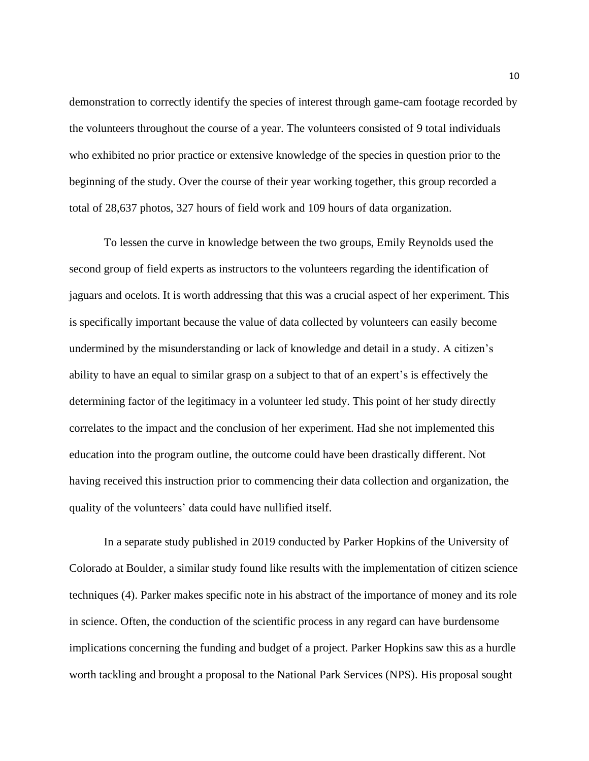demonstration to correctly identify the species of interest through game-cam footage recorded by the volunteers throughout the course of a year. The volunteers consisted of 9 total individuals who exhibited no prior practice or extensive knowledge of the species in question prior to the beginning of the study. Over the course of their year working together, this group recorded a total of 28,637 photos, 327 hours of field work and 109 hours of data organization.

To lessen the curve in knowledge between the two groups, Emily Reynolds used the second group of field experts as instructors to the volunteers regarding the identification of jaguars and ocelots. It is worth addressing that this was a crucial aspect of her experiment. This is specifically important because the value of data collected by volunteers can easily become undermined by the misunderstanding or lack of knowledge and detail in a study. A citizen's ability to have an equal to similar grasp on a subject to that of an expert's is effectively the determining factor of the legitimacy in a volunteer led study. This point of her study directly correlates to the impact and the conclusion of her experiment. Had she not implemented this education into the program outline, the outcome could have been drastically different. Not having received this instruction prior to commencing their data collection and organization, the quality of the volunteers' data could have nullified itself.

In a separate study published in 2019 conducted by Parker Hopkins of the University of Colorado at Boulder, a similar study found like results with the implementation of citizen science techniques (4). Parker makes specific note in his abstract of the importance of money and its role in science. Often, the conduction of the scientific process in any regard can have burdensome implications concerning the funding and budget of a project. Parker Hopkins saw this as a hurdle worth tackling and brought a proposal to the National Park Services (NPS). His proposal sought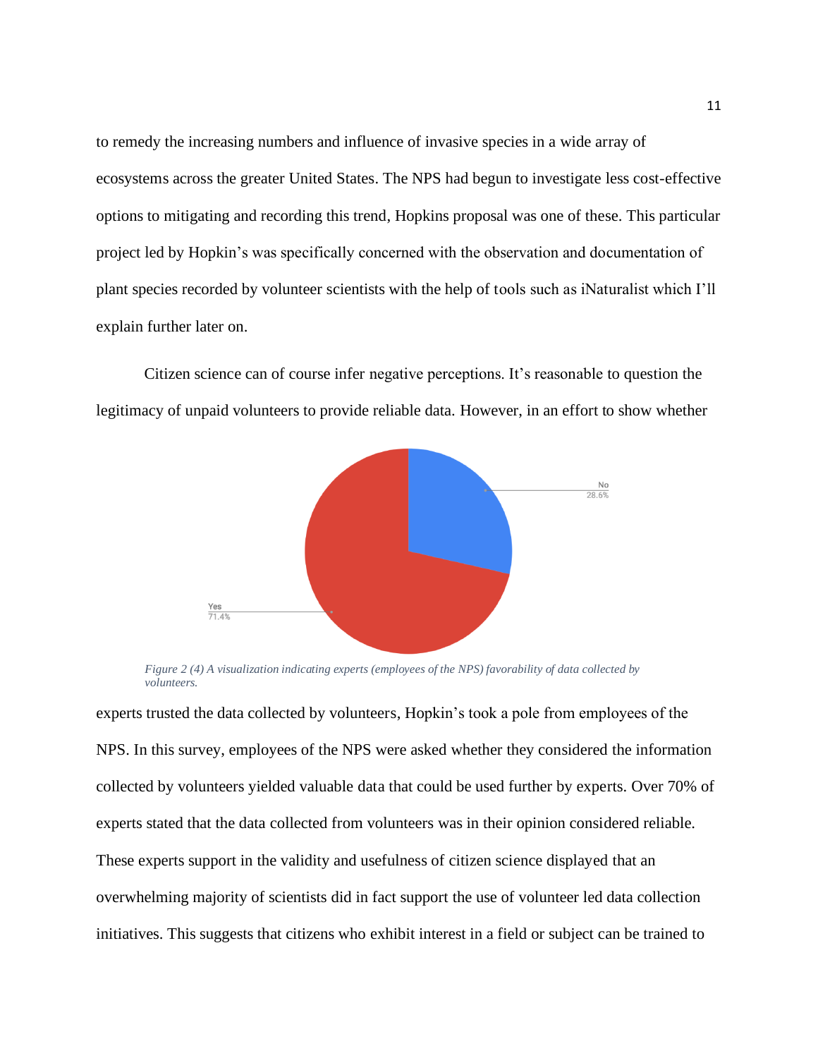to remedy the increasing numbers and influence of invasive species in a wide array of ecosystems across the greater United States. The NPS had begun to investigate less cost-effective options to mitigating and recording this trend, Hopkins proposal was one of these. This particular project led by Hopkin's was specifically concerned with the observation and documentation of plant species recorded by volunteer scientists with the help of tools such as iNaturalist which I'll explain further later on.

Citizen science can of course infer negative perceptions. It's reasonable to question the legitimacy of unpaid volunteers to provide reliable data. However, in an effort to show whether experts trusted the data collected by volunteers, Hopkin's took a pole from employees of the NPS. In this survey, employees of the NPS were asked whether they considered the information collected by volunteers yielded valuable data that could be used further by experts. Over 70% of experts stated that the data collected from volunteers was in their opinion considered reliable. These experts support in the validity and usefulness of citizen science displayed that an overwhelming majority of scientists did in fact support the use of volunteer led data collection initiatives. This suggests that citizens who exhibit interest in a field or subject can be trained to

No
28.6%

Yes
71.4%

*Figure 2 (4) A visualization indicating experts (employees of the NPS) favorability of data collected by volunteers.*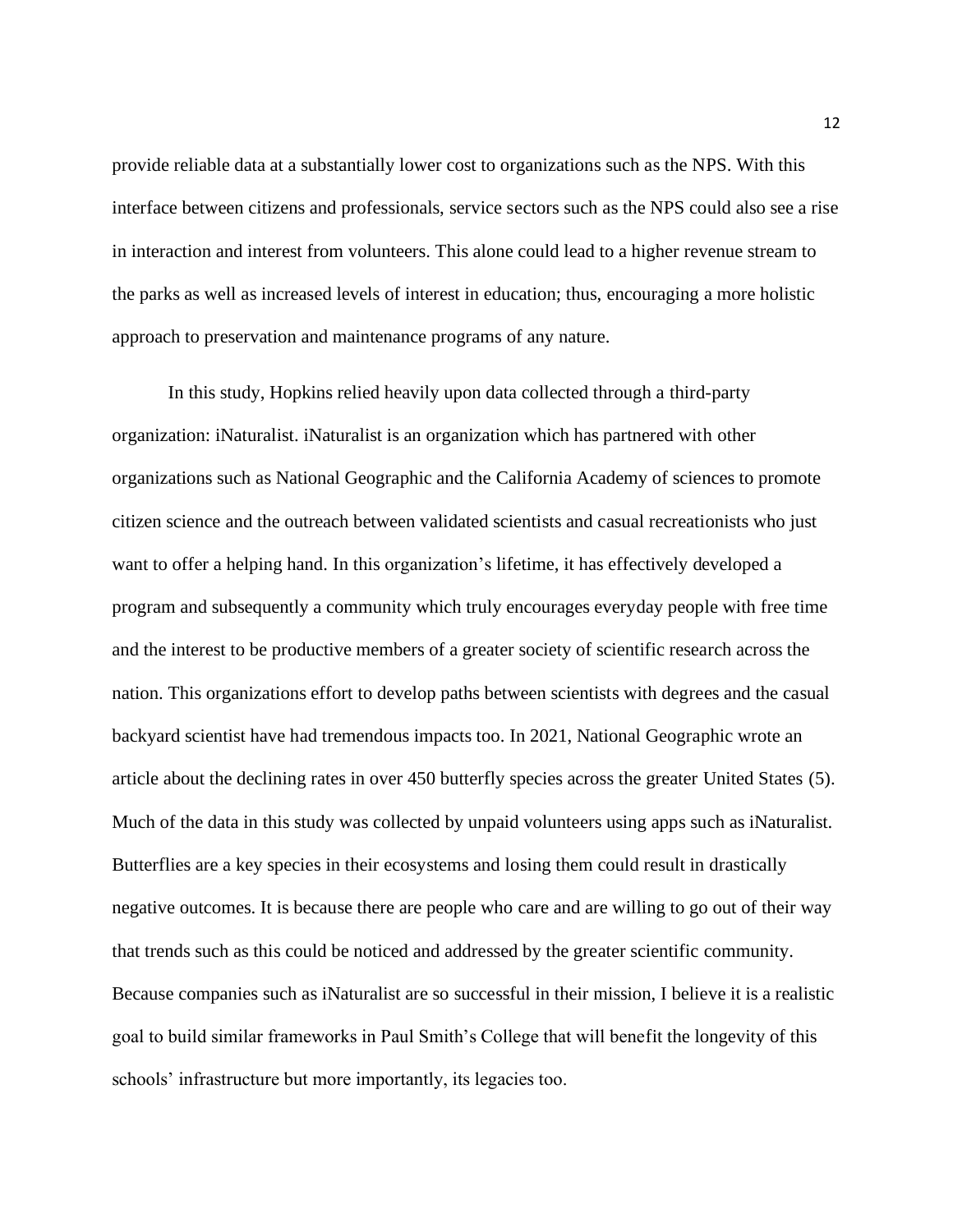provide reliable data at a substantially lower cost to organizations such as the NPS. With this interface between citizens and professionals, service sectors such as the NPS could also see a rise in interaction and interest from volunteers. This alone could lead to a higher revenue stream to the parks as well as increased levels of interest in education; thus, encouraging a more holistic approach to preservation and maintenance programs of any nature.

In this study, Hopkins relied heavily upon data collected through a third-party organization: iNaturalist. iNaturalist is an organization which has partnered with other organizations such as National Geographic and the California Academy of sciences to promote citizen science and the outreach between validated scientists and casual recreationists who just want to offer a helping hand. In this organization's lifetime, it has effectively developed a program and subsequently a community which truly encourages everyday people with free time and the interest to be productive members of a greater society of scientific research across the nation. This organizations effort to develop paths between scientists with degrees and the casual backyard scientist have had tremendous impacts too. In 2021, National Geographic wrote an article about the declining rates in over 450 butterfly species across the greater United States (5). Much of the data in this study was collected by unpaid volunteers using apps such as iNaturalist. Butterflies are a key species in their ecosystems and losing them could result in drastically negative outcomes. It is because there are people who care and are willing to go out of their way that trends such as this could be noticed and addressed by the greater scientific community. Because companies such as iNaturalist are so successful in their mission, I believe it is a realistic goal to build similar frameworks in Paul Smith's College that will benefit the longevity of this schools' infrastructure but more importantly, its legacies too.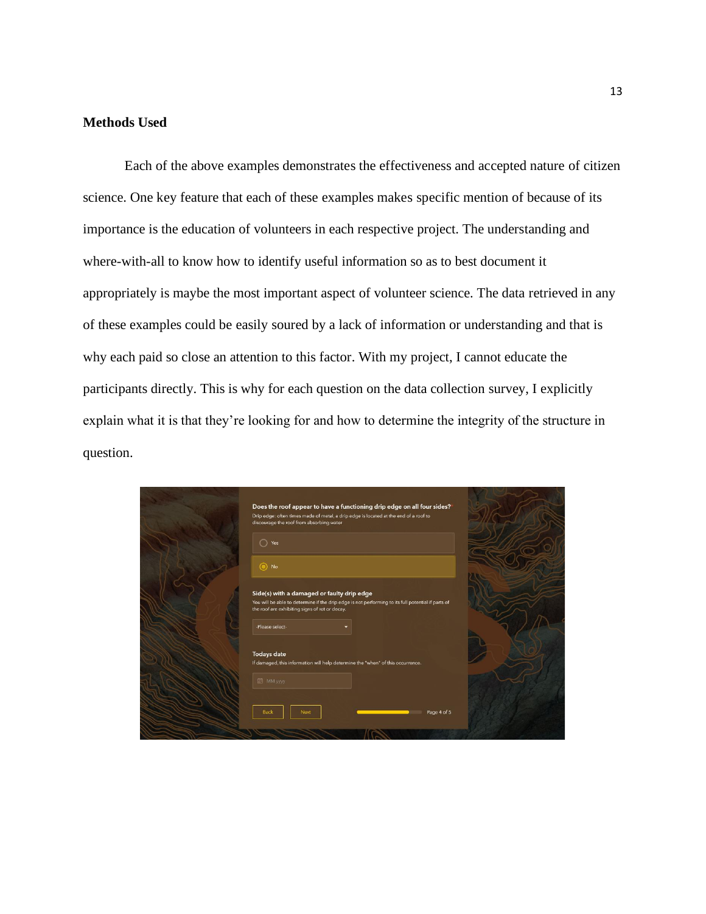**Methods Used**

Each of the above examples demonstrates the effectiveness and accepted nature of citizen science. One key feature that each of these examples makes specific mention of because of its importance is the education of volunteers in each respective project. The understanding and where-with-all to know how to identify useful information so as to best document it appropriately is maybe the most important aspect of volunteer science. The data retrieved in any of these examples could be easily soured by a lack of information or understanding and that is why each paid so close an attention to this factor. With my project, I cannot educate the participants directly. This is why for each question on the data collection survey, I explicitly explain what it is that they're looking for and how to determine the integrity of the structure in question.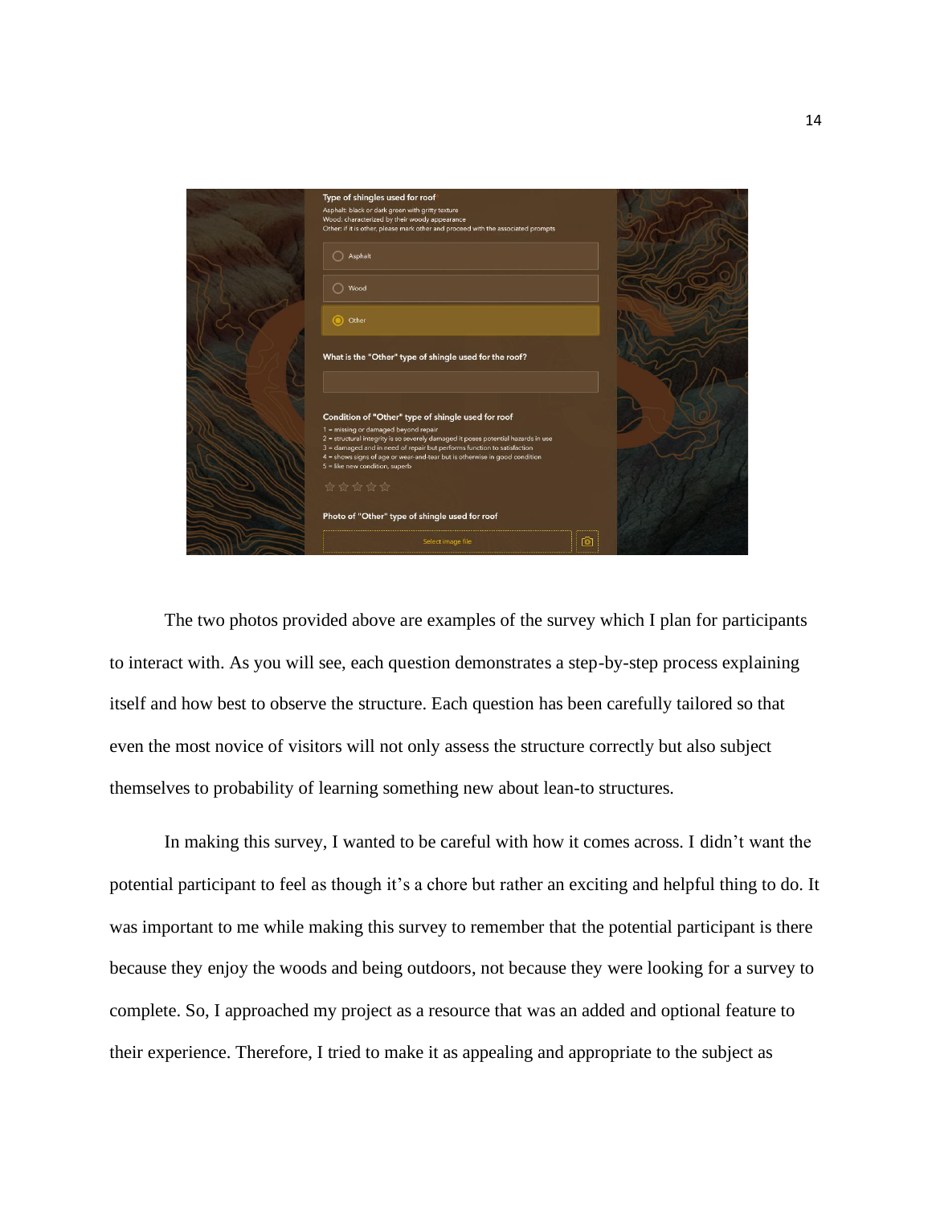The two photos provided above are examples of the survey which I plan for participants to interact with. As you will see, each question demonstrates a step-by-step process explaining itself and how best to observe the structure. Each question has been carefully tailored so that even the most novice of visitors will not only assess the structure correctly but also subject themselves to probability of learning something new about lean-to structures.

In making this survey, I wanted to be careful with how it comes across. I didn't want the potential participant to feel as though it's a chore but rather an exciting and helpful thing to do. It was important to me while making this survey to remember that the potential participant is there because they enjoy the woods and being outdoors, not because they were looking for a survey to complete. So, I approached my project as a resource that was an added and optional feature to their experience. Therefore, I tried to make it as appealing and appropriate to the subject as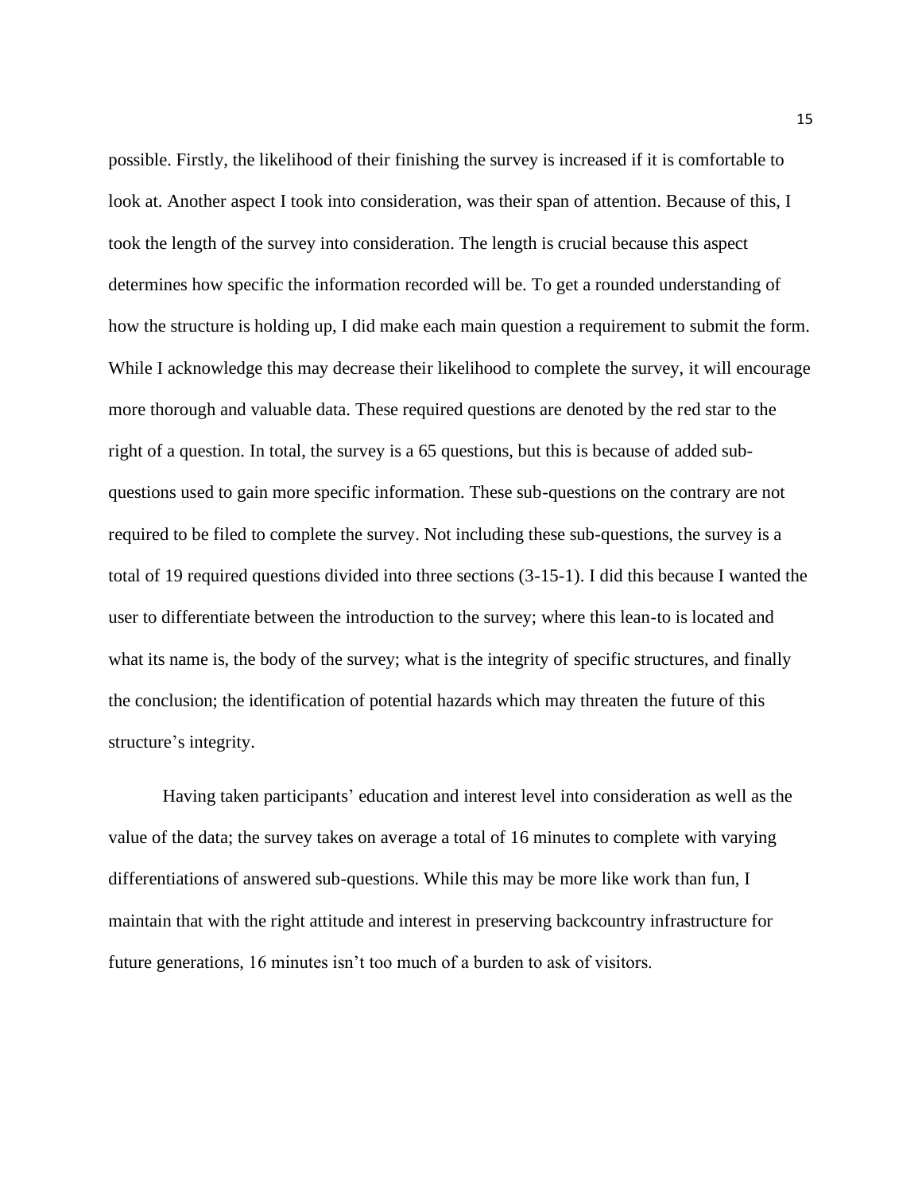possible. Firstly, the likelihood of their finishing the survey is increased if it is comfortable to look at. Another aspect I took into consideration, was their span of attention. Because of this, I took the length of the survey into consideration. The length is crucial because this aspect determines how specific the information recorded will be. To get a rounded understanding of how the structure is holding up, I did make each main question a requirement to submit the form. While I acknowledge this may decrease their likelihood to complete the survey, it will encourage more thorough and valuable data. These required questions are denoted by the red star to the right of a question. In total, the survey is a 65 questions, but this is because of added sub-questions used to gain more specific information. These sub-questions on the contrary are not required to be filed to complete the survey. Not including these sub-questions, the survey is a total of 19 required questions divided into three sections (3-15-1). I did this because I wanted the user to differentiate between the introduction to the survey; where this lean-to is located and what its name is, the body of the survey; what is the integrity of specific structures, and finally the conclusion; the identification of potential hazards which may threaten the future of this structure's integrity.

Having taken participants' education and interest level into consideration as well as the value of the data; the survey takes on average a total of 16 minutes to complete with varying differentiations of answered sub-questions. While this may be more like work than fun, I maintain that with the right attitude and interest in preserving backcountry infrastructure for future generations, 16 minutes isn't too much of a burden to ask of visitors.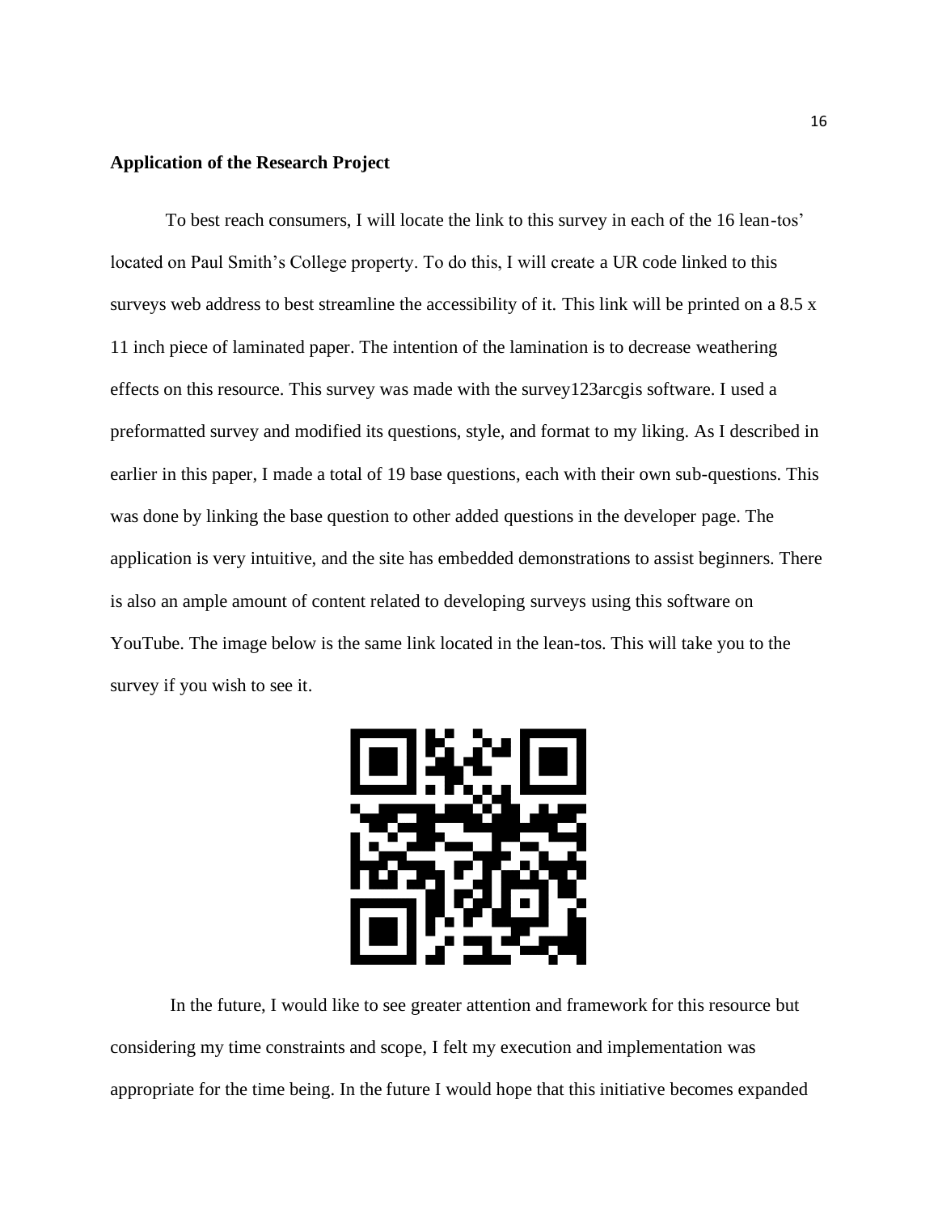**Application of the Research Project**

To best reach consumers, I will locate the link to this survey in each of the 16 lean-tos' located on Paul Smith's College property. To do this, I will create a UR code linked to this surveys web address to best streamline the accessibility of it. This link will be printed on a 8.5 x 11 inch piece of laminated paper. The intention of the lamination is to decrease weathering effects on this resource. This survey was made with the survey123arcgis software. I used a preformatted survey and modified its questions, style, and format to my liking. As I described in earlier in this paper, I made a total of 19 base questions, each with their own sub-questions. This was done by linking the base question to other added questions in the developer page. The application is very intuitive, and the site has embedded demonstrations to assist beginners. There is also an ample amount of content related to developing surveys using this software on YouTube. The image below is the same link located in the lean-tos. This will take you to the survey if you wish to see it.

In the future, I would like to see greater attention and framework for this resource but considering my time constraints and scope, I felt my execution and implementation was appropriate for the time being. In the future I would hope that this initiative becomes expanded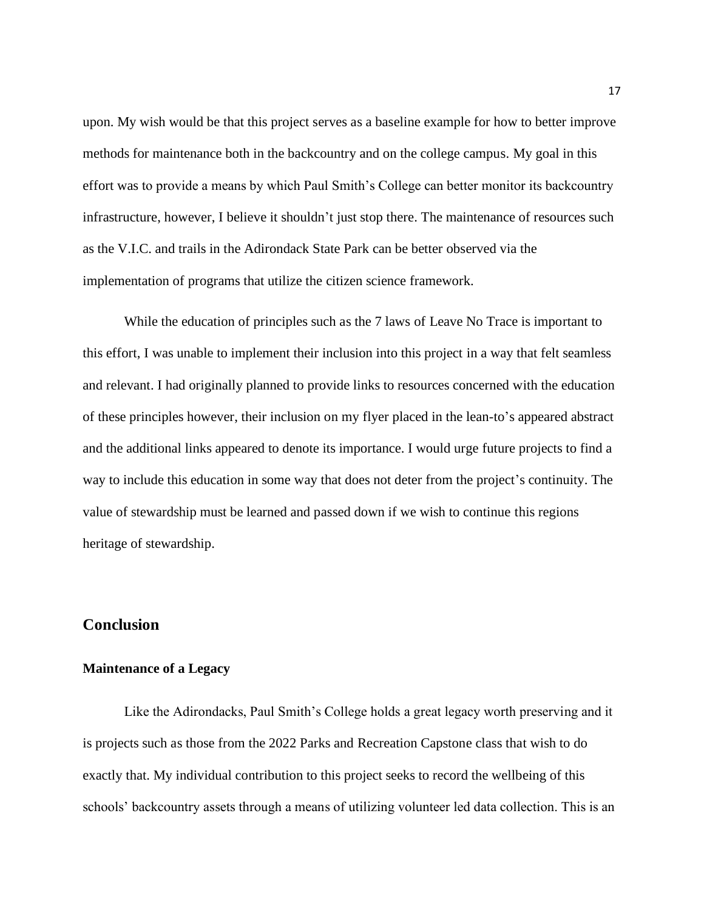upon. My wish would be that this project serves as a baseline example for how to better improve methods for maintenance both in the backcountry and on the college campus. My goal in this effort was to provide a means by which Paul Smith's College can better monitor its backcountry infrastructure, however, I believe it shouldn't just stop there. The maintenance of resources such as the V.I.C. and trails in the Adirondack State Park can be better observed via the implementation of programs that utilize the citizen science framework.

While the education of principles such as the 7 laws of Leave No Trace is important to this effort, I was unable to implement their inclusion into this project in a way that felt seamless and relevant. I had originally planned to provide links to resources concerned with the education of these principles however, their inclusion on my flyer placed in the lean-to's appeared abstract and the additional links appeared to denote its importance. I would urge future projects to find a way to include this education in some way that does not deter from the project's continuity. The value of stewardship must be learned and passed down if we wish to continue this regions heritage of stewardship.

## Conclusion

### Maintenance of a Legacy

Like the Adirondacks, Paul Smith's College holds a great legacy worth preserving and it is projects such as those from the 2022 Parks and Recreation Capstone class that wish to do exactly that. My individual contribution to this project seeks to record the wellbeing of this schools' backcountry assets through a means of utilizing volunteer led data collection. This is an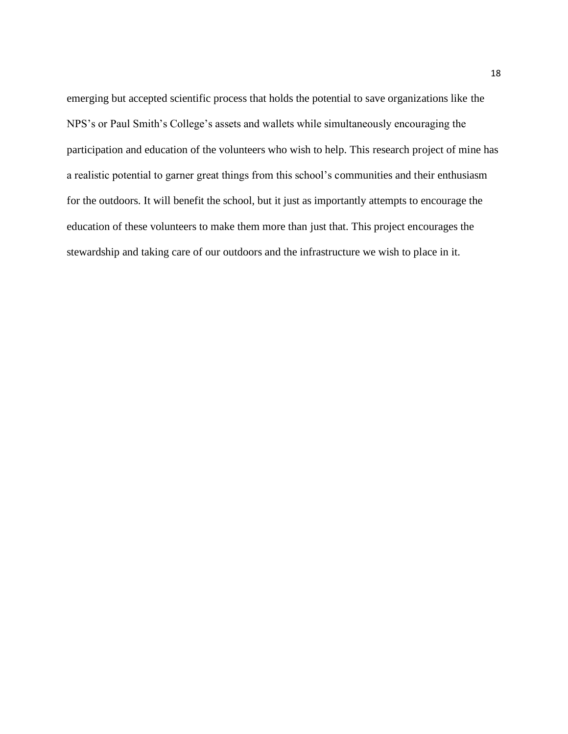emerging but accepted scientific process that holds the potential to save organizations like the NPS's or Paul Smith's College's assets and wallets while simultaneously encouraging the participation and education of the volunteers who wish to help. This research project of mine has a realistic potential to garner great things from this school's communities and their enthusiasm for the outdoors. It will benefit the school, but it just as importantly attempts to encourage the education of these volunteers to make them more than just that. This project encourages the stewardship and taking care of our outdoors and the infrastructure we wish to place in it.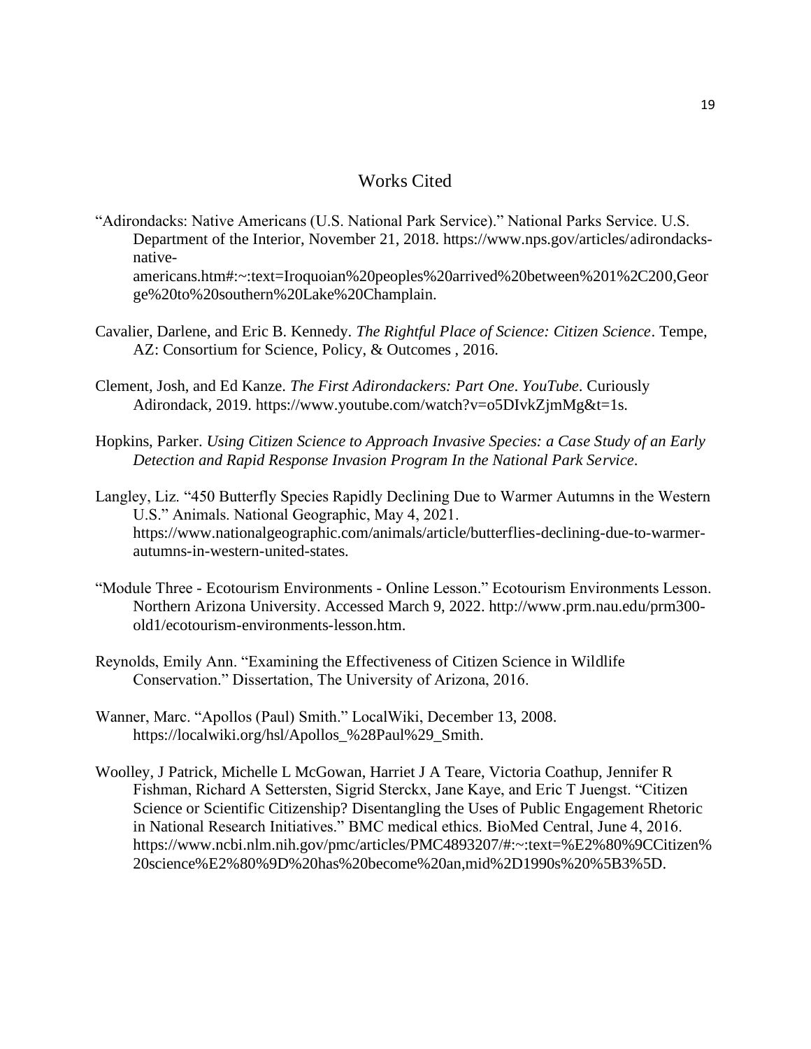# Works Cited

"Adirondacks: Native Americans (U.S. National Park Service)." National Parks Service. U.S. Department of the Interior, November 21, 2018. https://www.nps.gov/articles/adirondacks-native-americans.htm#:~:text=Iroquoian%20peoples%20arrived%20between%201%2C200,George%20to%20southern%20Lake%20Champlain.

Cavalier, Darlene, and Eric B. Kennedy. *The Rightful Place of Science: Citizen Science*. Tempe, AZ: Consortium for Science, Policy, & Outcomes , 2016.

Clement, Josh, and Ed Kanze. *The First Adirondackers: Part One*. *YouTube*. Curiously Adirondack, 2019. https://www.youtube.com/watch?v=o5DIvkZjmMg&t=1s.

Hopkins, Parker. *Using Citizen Science to Approach Invasive Species: a Case Study of an Early Detection and Rapid Response Invasion Program In the National Park Service*.

Langley, Liz. "450 Butterfly Species Rapidly Declining Due to Warmer Autumns in the Western U.S." Animals. National Geographic, May 4, 2021. https://www.nationalgeographic.com/animals/article/butterflies-declining-due-to-warmer-autumns-in-western-united-states.

"Module Three - Ecotourism Environments - Online Lesson." Ecotourism Environments Lesson. Northern Arizona University. Accessed March 9, 2022. http://www.prm.nau.edu/prm300-old1/ecotourism-environments-lesson.htm.

Reynolds, Emily Ann. "Examining the Effectiveness of Citizen Science in Wildlife Conservation." Dissertation, The University of Arizona, 2016.

Wanner, Marc. "Apollos (Paul) Smith." LocalWiki, December 13, 2008. https://localwiki.org/hsl/Apollos_%28Paul%29_Smith.

Woolley, J Patrick, Michelle L McGowan, Harriet J A Teare, Victoria Coathup, Jennifer R Fishman, Richard A Settersten, Sigrid Sterckx, Jane Kaye, and Eric T Juengst. "Citizen Science or Scientific Citizenship? Disentangling the Uses of Public Engagement Rhetoric in National Research Initiatives." BMC medical ethics. BioMed Central, June 4, 2016. https://www.ncbi.nlm.nih.gov/pmc/articles/PMC4893207/#:~:text=%E2%80%9CCitizen%20science%E2%80%9D%20has%20become%20an,mid%2D1990s%20%5B3%5D.